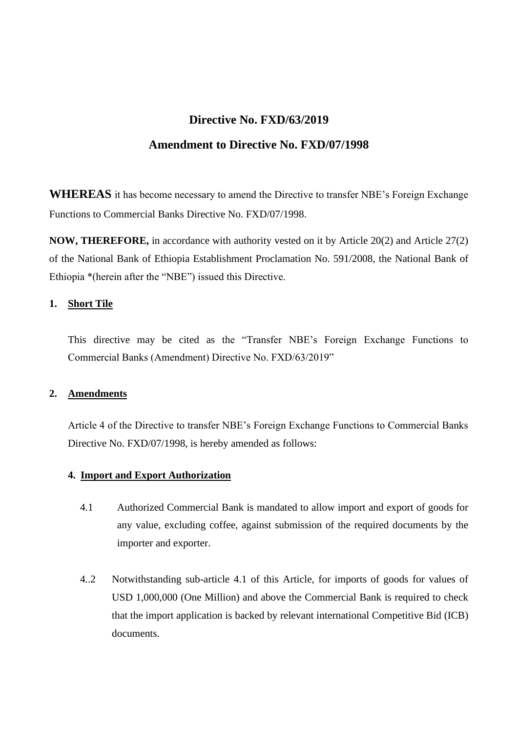# Directive No. FXD/63/2019

## Amendment to Directive No. FXD/07/1998

**WHEREAS** it has become necessary to amend the Directive to transfer NBE's Foreign Exchange Functions to Commercial Banks Directive No. FXD/07/1998.

**NOW, THEREFORE,** in accordance with authority vested on it by Article 20(2) and Article 27(2) of the National Bank of Ethiopia Establishment Proclamation No. 591/2008, the National Bank of Ethiopia *(herein after the "NBE") issued this Directive.

**1. Short Tile**

This directive may be cited as the "Transfer NBE's Foreign Exchange Functions to Commercial Banks (Amendment) Directive No. FXD/63/2019"

**2. Amendments**

Article 4 of the Directive to transfer NBE's Foreign Exchange Functions to Commercial Banks Directive No. FXD/07/1998, is hereby amended as follows:

**4. Import and Export Authorization**

4.1 Authorized Commercial Bank is mandated to allow import and export of goods for any value, excluding coffee, against submission of the required documents by the importer and exporter.

4..2 Notwithstanding sub-article 4.1 of this Article, for imports of goods for values of USD 1,000,000 (One Million) and above the Commercial Bank is required to check that the import application is backed by relevant international Competitive Bid (ICB) documents.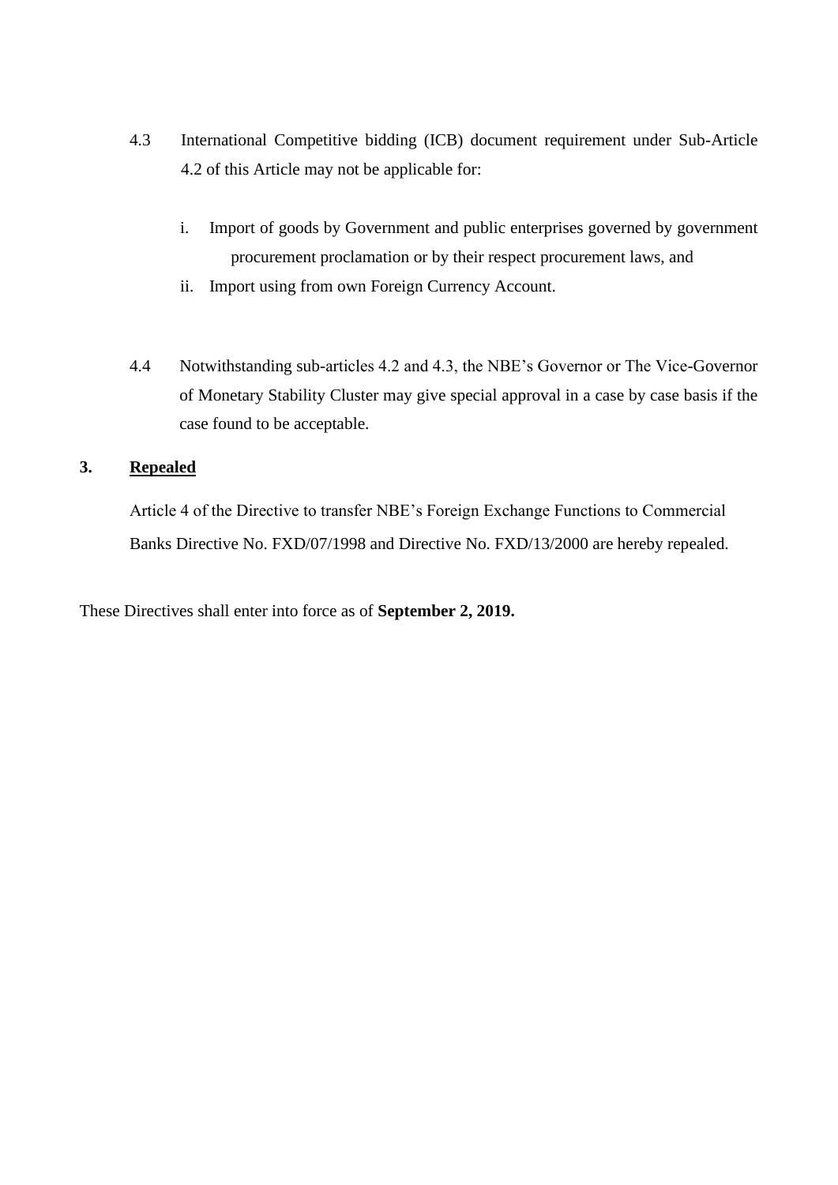4.3 International Competitive bidding (ICB) document requirement under Sub-Article 4.2 of this Article may not be applicable for:

i. Import of goods by Government and public enterprises governed by government procurement proclamation or by their respect procurement laws, and
ii. Import using from own Foreign Currency Account.

4.4 Notwithstanding sub-articles 4.2 and 4.3, the NBE's Governor or The Vice-Governor of Monetary Stability Cluster may give special approval in a case by case basis if the case found to be acceptable.

## 3. Repealed

Article 4 of the Directive to transfer NBE's Foreign Exchange Functions to Commercial Banks Directive No. FXD/07/1998 and Directive No. FXD/13/2000 are hereby repealed.

These Directives shall enter into force as of **September 2, 2019.**